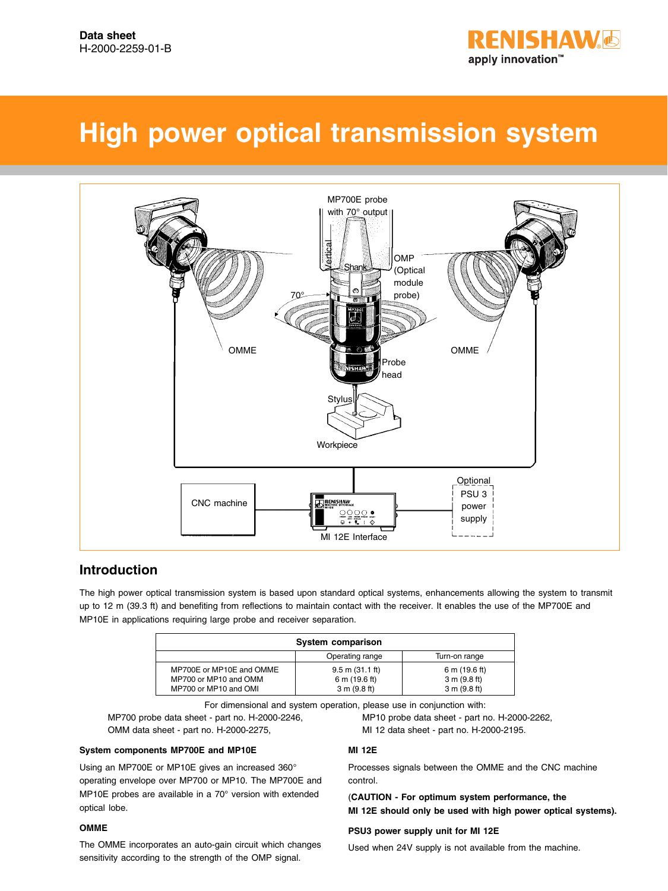Data sheet
H-2000-2259-01-B

# High power optical transmission system

## Introduction

The high power optical transmission system is based upon standard optical systems, enhancements allowing the system to transmit up to 12 m (39.3 ft) and benefiting from reflections to maintain contact with the receiver. It enables the use of the MP700E and MP10E in applications requiring large probe and receiver separation.

| System comparison | | |
|---|---|---|
| | Operating range | Turn-on range |
| MP700E or MP10E and OMME | 9.5 m (31.1 ft) | 6 m (19.6 ft) |
| MP700 or MP10 and OMM | 6 m (19.6 ft) | 3 m (9.8 ft) |
| MP700 or MP10 and OMI | 3 m (9.8 ft) | 3 m (9.8 ft) |

For dimensional and system operation, please use in conjunction with:

MP700 probe data sheet - part no. H-2000-2246,
OMM data sheet - part no. H-2000-2275,
MP10 probe data sheet - part no. H-2000-2262,
MI 12 data sheet - part no. H-2000-2195.

### System components MP700E and MP10E

Using an MP700E or MP10E gives an increased 360° operating envelope over MP700 or MP10. The MP700E and MP10E probes are available in a 70° version with extended optical lobe.

### OMME

The OMME incorporates an auto-gain circuit which changes sensitivity according to the strength of the OMP signal.

### MI 12E

Processes signals between the OMME and the CNC machine control.

(**CAUTION - For optimum system performance, the MI 12E should only be used with high power optical systems).**

### PSU3 power supply unit for MI 12E

Used when 24V supply is not available from the machine.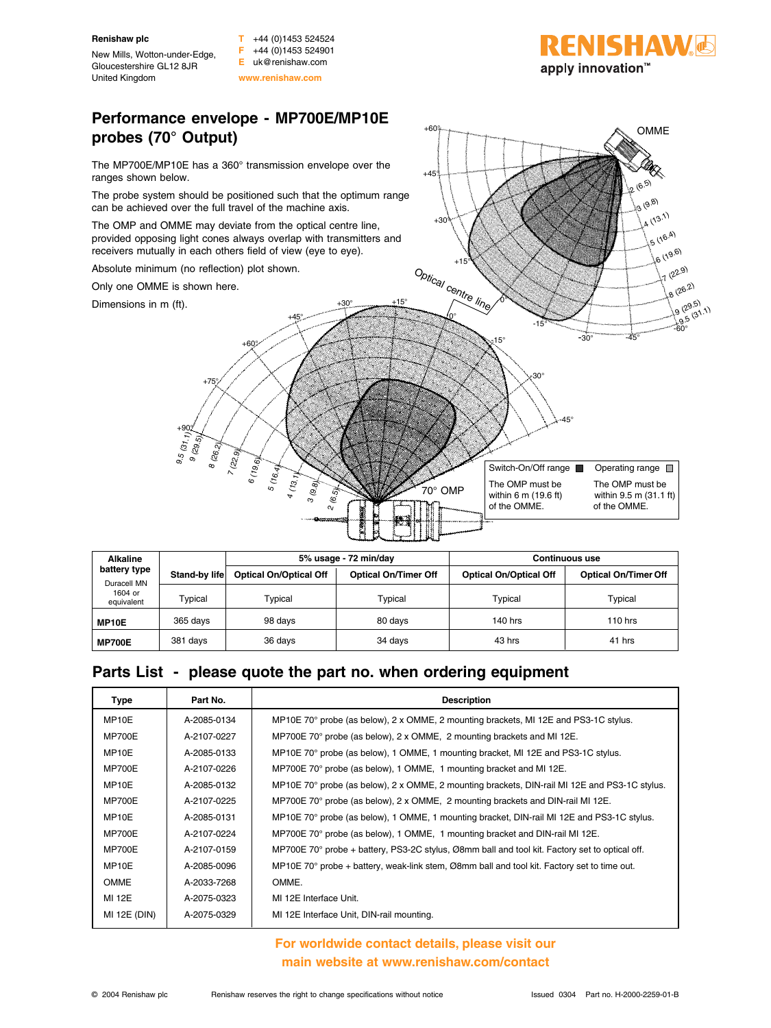Renishaw plc

New Mills, Wotton-under-Edge,
Gloucestershire GL12 8JR
United Kingdom

T +44 (0)1453 524524
F +44 (0)1453 524901
E uk@renishaw.com
www.renishaw.com

RENISHAW
apply innovation™

## Performance envelope - MP700E/MP10E probes (70° Output)

The MP700E/MP10E has a 360° transmission envelope over the ranges shown below.

The probe system should be positioned such that the optimum range can be achieved over the full travel of the machine axis.

The OMP and OMME may deviate from the optical centre line, provided opposing light cones always overlap with transmitters and receivers mutually in each others field of view (eye to eye).

Absolute minimum (no reflection) plot shown.

Only one OMME is shown here.

Dimensions in m (ft).

OMME

+60° +45° +30° +15° 0° -15° -30° -45° -60°

2 (6.5) 3 (9.8) 4 (13.1) 5 (16.4) 6 (19.6) 7 (22.9) 8 (26.2) 9 (29.5) 9.5 (31.1)

Optical centre line

+90° +75° +60° +45° +30° +15° 0° -15° -30° -45°

9.5 (31.1) 9 (29.5) 8 (26.2) 7 (22.9) 6 (19.6) 5 (16.4) 4 (13.1) 3 (9.8) 2 (6.5)

70° OMP

Switch-On/Off range ■
The OMP must be within 6 m (19.6 ft) of the OMME.

Operating range □
The OMP must be within 9.5 m (31.1 ft) of the OMME.

| Alkaline battery type<br>Duracell MN 1604 or equivalent | Stand-by life | 5% usage - 72 min/day | | Continuous use | |
|---|---|---|---|---|---|
| | | Optical On/Optical Off | Optical On/Timer Off | Optical On/Optical Off | Optical On/Timer Off |
| | Typical | Typical | Typical | Typical | Typical |
| **MP10E** | 365 days | 98 days | 80 days | 140 hrs | 110 hrs |
| **MP700E** | 381 days | 36 days | 34 days | 43 hrs | 41 hrs |

## Parts List - please quote the part no. when ordering equipment

| Type | Part No. | Description |
|---|---|---|
| MP10E | A-2085-0134 | MP10E 70° probe (as below), 2 x OMME, 2 mounting brackets, MI 12E and PS3-1C stylus. |
| MP700E | A-2107-0227 | MP700E 70° probe (as below), 2 x OMME, 2 mounting brackets and MI 12E. |
| MP10E | A-2085-0133 | MP10E 70° probe (as below), 1 OMME, 1 mounting bracket, MI 12E and PS3-1C stylus. |
| MP700E | A-2107-0226 | MP700E 70° probe (as below), 1 OMME, 1 mounting bracket and MI 12E. |
| MP10E | A-2085-0132 | MP10E 70° probe (as below), 2 x OMME, 2 mounting brackets, DIN-rail MI 12E and PS3-1C stylus. |
| MP700E | A-2107-0225 | MP700E 70° probe (as below), 2 x OMME, 2 mounting brackets and DIN-rail MI 12E. |
| MP10E | A-2085-0131 | MP10E 70° probe (as below), 1 OMME, 1 mounting bracket, DIN-rail MI 12E and PS3-1C stylus. |
| MP700E | A-2107-0224 | MP700E 70° probe (as below), 1 OMME, 1 mounting bracket and DIN-rail MI 12E. |
| MP700E | A-2107-0159 | MP700E 70° probe + battery, PS3-2C stylus, Ø8mm ball and tool kit. Factory set to optical off. |
| MP10E | A-2085-0096 | MP10E 70° probe + battery, weak-link stem, Ø8mm ball and tool kit. Factory set to time out. |
| OMME | A-2033-7268 | OMME. |
| MI 12E | A-2075-0323 | MI 12E Interface Unit. |
| MI 12E (DIN) | A-2075-0329 | MI 12E Interface Unit, DIN-rail mounting. |

**For worldwide contact details, please visit our main website at www.renishaw.com/contact**

© 2004 Renishaw plc    Renishaw reserves the right to change specifications without notice    Issued 0304    Part no. H-2000-2259-01-B